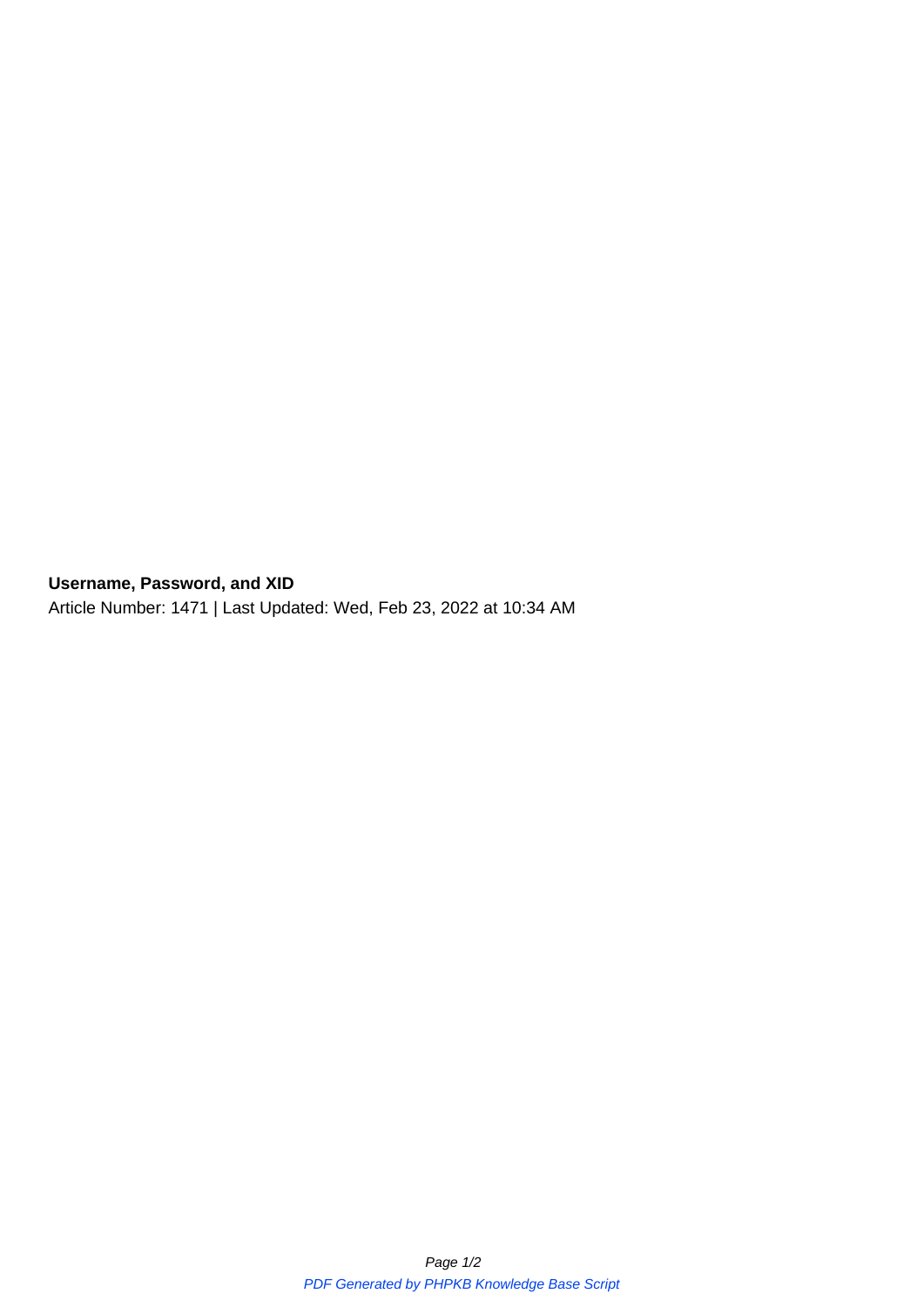**Username, Password, and XID**

Article Number: 1471 | Last Updated: Wed, Feb 23, 2022 at 10:34 AM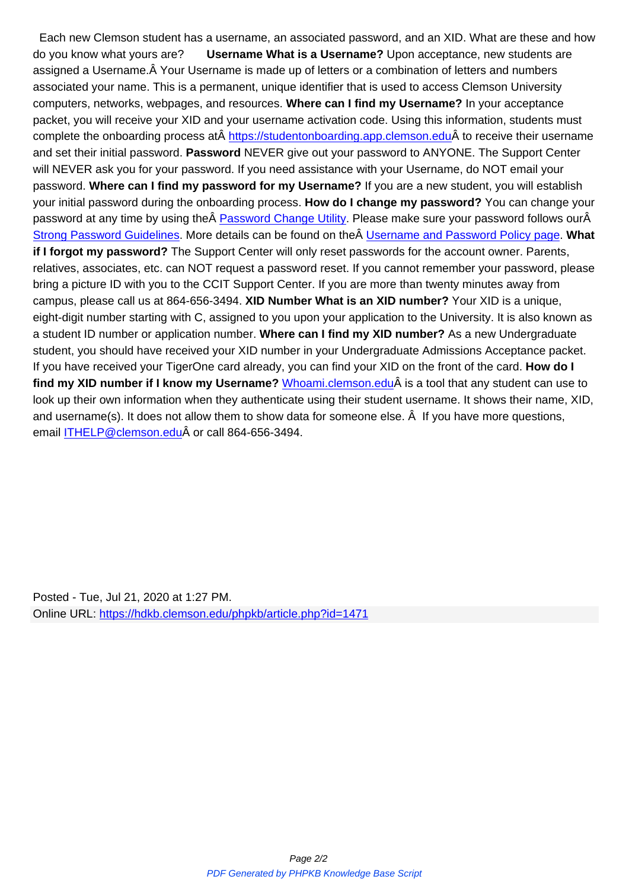Each new Clemson student has a username, an associated password, and an XID. What are these and how do you know what yours are? **Username What is a Username?** Upon acceptance, new students are assigned a Username.Â Your Username is made up of letters or a combination of letters and numbers associated your name. This is a permanent, unique identifier that is used to access Clemson University computers, networks, webpages, and resources. **Where can I find my Username?** In your acceptance packet, you will receive your XID and your username activation code. Using this information, students must complete the onboarding process atÂ [https://studentonboarding.app.clemson.edu](https://studentonboarding.app.clemson.edu)Â to receive their username and set their initial password. **Password** NEVER give out your password to ANYONE. The Support Center will NEVER ask you for your password. If you need assistance with your Username, do NOT email your password. **Where can I find my password for my Username?** If you are a new student, you will establish your initial password during the onboarding process. **How do I change my password?** You can change your password at any time by using theÂ Password Change Utility. Please make sure your password follows ourÂ Strong Password Guidelines. More details can be found on theÂ Username and Password Policy page. **What if I forgot my password?** The Support Center will only reset passwords for the account owner. Parents, relatives, associates, etc. can NOT request a password reset. If you cannot remember your password, please bring a picture ID with you to the CCIT Support Center. If you are more than twenty minutes away from campus, please call us at 864-656-3494. **XID Number What is an XID number?** Your XID is a unique, eight-digit number starting with C, assigned to you upon your application to the University. It is also known as a student ID number or application number. **Where can I find my XID number?** As a new Undergraduate student, you should have received your XID number in your Undergraduate Admissions Acceptance packet. If you have received your TigerOne card already, you can find your XID on the front of the card. **How do I find my XID number if I know my Username?** Whoami.clemson.eduÂ is a tool that any student can use to look up their own information when they authenticate using their student username. It shows their name, XID, and username(s). It does not allow them to show data for someone else. Â If you have more questions, email ITHELP@clemson.eduÂ or call 864-656-3494.

Posted - Tue, Jul 21, 2020 at 1:27 PM.
Online URL: [https://hdkb.clemson.edu/phpkb/article.php?id=1471](https://hdkb.clemson.edu/phpkb/article.php?id=1471)